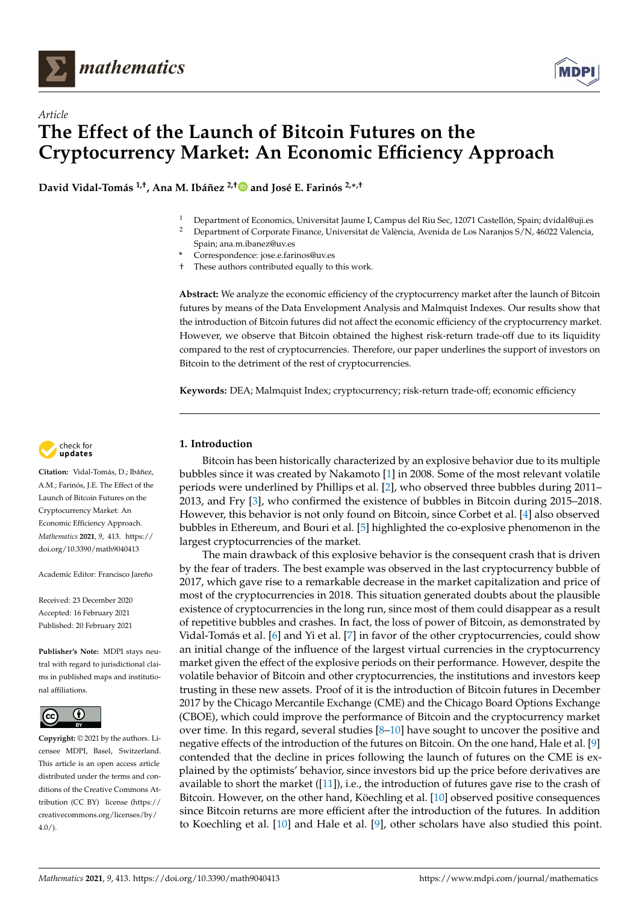*Article*

# The Effect of the Launch of Bitcoin Futures on the Cryptocurrency Market: An Economic Efficiency Approach

**David Vidal-Tomás [1,†], Ana M. Ibáñez [2,†] and José E. Farinós [2,*,†]**

1. Department of Economics, Universitat Jaume I, Campus del Riu Sec, 12071 Castellón, Spain; dvidal@uji.es
2. Department of Corporate Finance, Universitat de València, Avenida de Los Naranjos S/N, 46022 Valencia, Spain; ana.m.ibanez@uv.es

\* Correspondence: jose.e.farinos@uv.es

† These authors contributed equally to this work.

**Abstract:** We analyze the economic efficiency of the cryptocurrency market after the launch of Bitcoin futures by means of the Data Envelopment Analysis and Malmquist Indexes. Our results show that the introduction of Bitcoin futures did not affect the economic efficiency of the cryptocurrency market. However, we observe that Bitcoin obtained the highest risk-return trade-off due to its liquidity compared to the rest of cryptocurrencies. Therefore, our paper underlines the support of investors on Bitcoin to the detriment of the rest of cryptocurrencies.

**Keywords:** DEA; Malmquist Index; cryptocurrency; risk-return trade-off; economic efficiency

**Citation:** Vidal-Tomás, D.; Ibáñez, A.M.; Farinós, J.E. The Effect of the Launch of Bitcoin Futures on the Cryptocurrency Market: An Economic Efficiency Approach. *Mathematics* **2021**, *9*, 413. https://doi.org/10.3390/math9040413

Academic Editor: Francisco Jareño

Received: 23 December 2020
Accepted: 16 February 2021
Published: 20 February 2021

**Publisher's Note:** MDPI stays neutral with regard to jurisdictional claims in published maps and institutional affiliations.

**Copyright:** © 2021 by the authors. Licensee MDPI, Basel, Switzerland. This article is an open access article distributed under the terms and conditions of the Creative Commons Attribution (CC BY) license (https://creativecommons.org/licenses/by/4.0/).

## 1. Introduction

Bitcoin has been historically characterized by an explosive behavior due to its multiple bubbles since it was created by Nakamoto [1] in 2008. Some of the most relevant volatile periods were underlined by Phillips et al. [2], who observed three bubbles during 2011–2013, and Fry [3], who confirmed the existence of bubbles in Bitcoin during 2015–2018. However, this behavior is not only found on Bitcoin, since Corbet et al. [4] also observed bubbles in Ethereum, and Bouri et al. [5] highlighted the co-explosive phenomenon in the largest cryptocurrencies of the market.

The main drawback of this explosive behavior is the consequent crash that is driven by the fear of traders. The best example was observed in the last cryptocurrency bubble of 2017, which gave rise to a remarkable decrease in the market capitalization and price of most of the cryptocurrencies in 2018. This situation generated doubts about the plausible existence of cryptocurrencies in the long run, since most of them could disappear as a result of repetitive bubbles and crashes. In fact, the loss of power of Bitcoin, as demonstrated by Vidal-Tomás et al. [6] and Yi et al. [7] in favor of the other cryptocurrencies, could show an initial change of the influence of the largest virtual currencies in the cryptocurrency market given the effect of the explosive periods on their performance. However, despite the volatile behavior of Bitcoin and other cryptocurrencies, the institutions and investors keep trusting in these new assets. Proof of it is the introduction of Bitcoin futures in December 2017 by the Chicago Mercantile Exchange (CME) and the Chicago Board Options Exchange (CBOE), which could improve the performance of Bitcoin and the cryptocurrency market over time. In this regard, several studies [8–10] have sought to uncover the positive and negative effects of the introduction of the futures on Bitcoin. On the one hand, Hale et al. [9] contended that the decline in prices following the launch of futures on the CME is explained by the optimists' behavior, since investors bid up the price before derivatives are available to short the market ([11]), i.e., the introduction of futures gave rise to the crash of Bitcoin. However, on the other hand, Köechling et al. [10] observed positive consequences since Bitcoin returns are more efficient after the introduction of the futures. In addition to Koechling et al. [10] and Hale et al. [9], other scholars have also studied this point.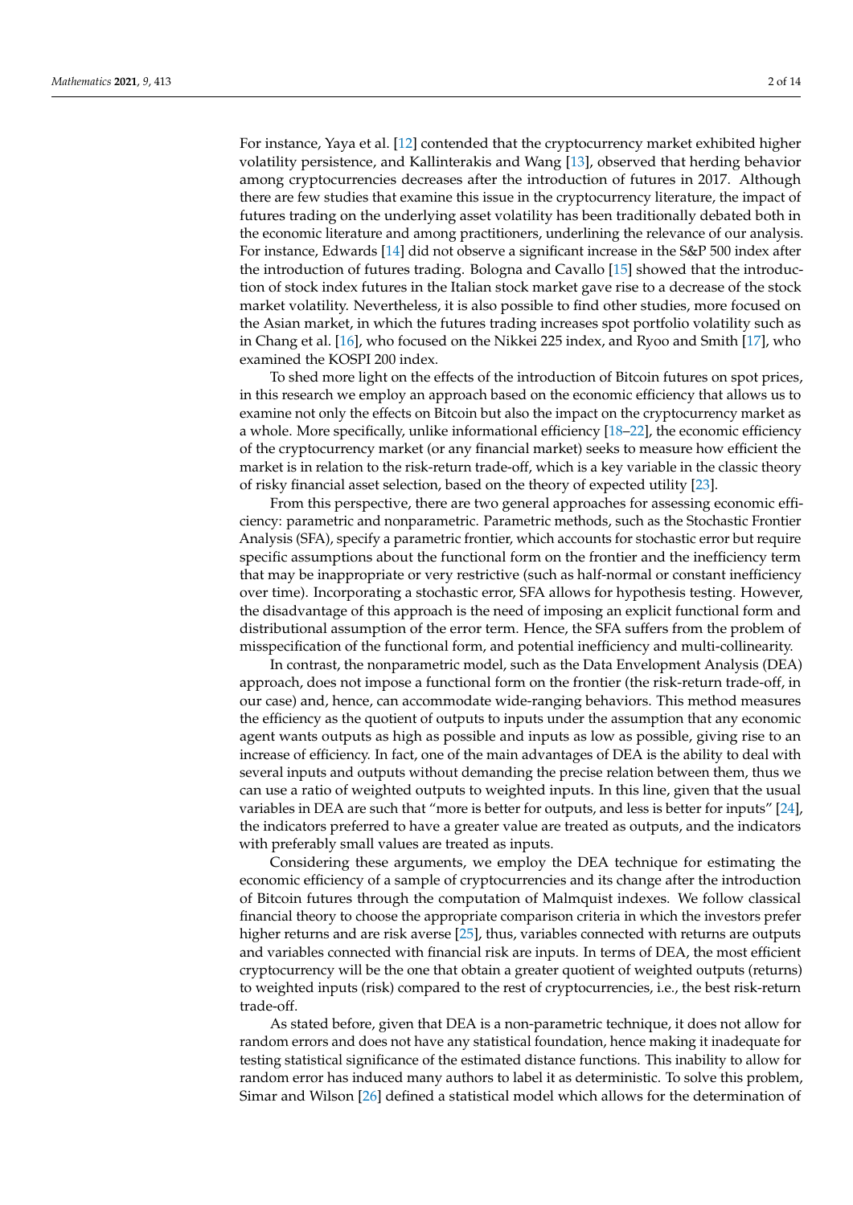For instance, Yaya et al. [12] contended that the cryptocurrency market exhibited higher volatility persistence, and Kallinterakis and Wang [13], observed that herding behavior among cryptocurrencies decreases after the introduction of futures in 2017. Although there are few studies that examine this issue in the cryptocurrency literature, the impact of futures trading on the underlying asset volatility has been traditionally debated both in the economic literature and among practitioners, underlining the relevance of our analysis. For instance, Edwards [14] did not observe a significant increase in the S&P 500 index after the introduction of futures trading. Bologna and Cavallo [15] showed that the introduction of stock index futures in the Italian stock market gave rise to a decrease of the stock market volatility. Nevertheless, it is also possible to find other studies, more focused on the Asian market, in which the futures trading increases spot portfolio volatility such as in Chang et al. [16], who focused on the Nikkei 225 index, and Ryoo and Smith [17], who examined the KOSPI 200 index.

To shed more light on the effects of the introduction of Bitcoin futures on spot prices, in this research we employ an approach based on the economic efficiency that allows us to examine not only the effects on Bitcoin but also the impact on the cryptocurrency market as a whole. More specifically, unlike informational efficiency [18–22], the economic efficiency of the cryptocurrency market (or any financial market) seeks to measure how efficient the market is in relation to the risk-return trade-off, which is a key variable in the classic theory of risky financial asset selection, based on the theory of expected utility [23].

From this perspective, there are two general approaches for assessing economic efficiency: parametric and nonparametric. Parametric methods, such as the Stochastic Frontier Analysis (SFA), specify a parametric frontier, which accounts for stochastic error but require specific assumptions about the functional form on the frontier and the inefficiency term that may be inappropriate or very restrictive (such as half-normal or constant inefficiency over time). Incorporating a stochastic error, SFA allows for hypothesis testing. However, the disadvantage of this approach is the need of imposing an explicit functional form and distributional assumption of the error term. Hence, the SFA suffers from the problem of misspecification of the functional form, and potential inefficiency and multi-collinearity.

In contrast, the nonparametric model, such as the Data Envelopment Analysis (DEA) approach, does not impose a functional form on the frontier (the risk-return trade-off, in our case) and, hence, can accommodate wide-ranging behaviors. This method measures the efficiency as the quotient of outputs to inputs under the assumption that any economic agent wants outputs as high as possible and inputs as low as possible, giving rise to an increase of efficiency. In fact, one of the main advantages of DEA is the ability to deal with several inputs and outputs without demanding the precise relation between them, thus we can use a ratio of weighted outputs to weighted inputs. In this line, given that the usual variables in DEA are such that "more is better for outputs, and less is better for inputs" [24], the indicators preferred to have a greater value are treated as outputs, and the indicators with preferably small values are treated as inputs.

Considering these arguments, we employ the DEA technique for estimating the economic efficiency of a sample of cryptocurrencies and its change after the introduction of Bitcoin futures through the computation of Malmquist indexes. We follow classical financial theory to choose the appropriate comparison criteria in which the investors prefer higher returns and are risk averse [25], thus, variables connected with returns are outputs and variables connected with financial risk are inputs. In terms of DEA, the most efficient cryptocurrency will be the one that obtain a greater quotient of weighted outputs (returns) to weighted inputs (risk) compared to the rest of cryptocurrencies, i.e., the best risk-return trade-off.

As stated before, given that DEA is a non-parametric technique, it does not allow for random errors and does not have any statistical foundation, hence making it inadequate for testing statistical significance of the estimated distance functions. This inability to allow for random error has induced many authors to label it as deterministic. To solve this problem, Simar and Wilson [26] defined a statistical model which allows for the determination of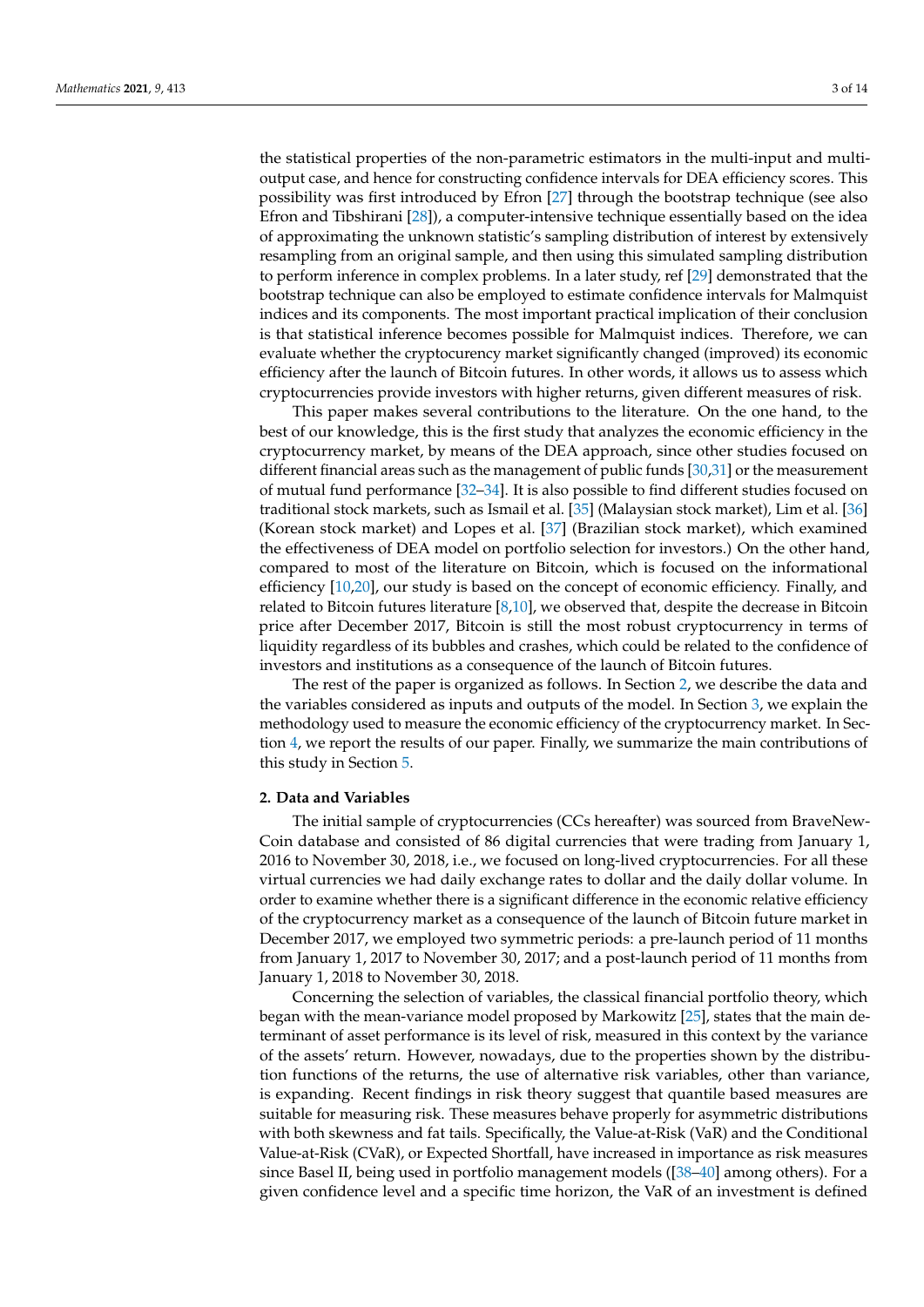the statistical properties of the non-parametric estimators in the multi-input and multi-output case, and hence for constructing confidence intervals for DEA efficiency scores. This possibility was first introduced by Efron [27] through the bootstrap technique (see also Efron and Tibshirani [28]), a computer-intensive technique essentially based on the idea of approximating the unknown statistic's sampling distribution of interest by extensively resampling from an original sample, and then using this simulated sampling distribution to perform inference in complex problems. In a later study, ref [29] demonstrated that the bootstrap technique can also be employed to estimate confidence intervals for Malmquist indices and its components. The most important practical implication of their conclusion is that statistical inference becomes possible for Malmquist indices. Therefore, we can evaluate whether the cryptocurency market significantly changed (improved) its economic efficiency after the launch of Bitcoin futures. In other words, it allows us to assess which cryptocurrencies provide investors with higher returns, given different measures of risk.

This paper makes several contributions to the literature. On the one hand, to the best of our knowledge, this is the first study that analyzes the economic efficiency in the cryptocurrency market, by means of the DEA approach, since other studies focused on different financial areas such as the management of public funds [30,31] or the measurement of mutual fund performance [32–34]. It is also possible to find different studies focused on traditional stock markets, such as Ismail et al. [35] (Malaysian stock market), Lim et al. [36] (Korean stock market) and Lopes et al. [37] (Brazilian stock market), which examined the effectiveness of DEA model on portfolio selection for investors.) On the other hand, compared to most of the literature on Bitcoin, which is focused on the informational efficiency [10,20], our study is based on the concept of economic efficiency. Finally, and related to Bitcoin futures literature [8,10], we observed that, despite the decrease in Bitcoin price after December 2017, Bitcoin is still the most robust cryptocurrency in terms of liquidity regardless of its bubbles and crashes, which could be related to the confidence of investors and institutions as a consequence of the launch of Bitcoin futures.

The rest of the paper is organized as follows. In Section 2, we describe the data and the variables considered as inputs and outputs of the model. In Section 3, we explain the methodology used to measure the economic efficiency of the cryptocurrency market. In Section 4, we report the results of our paper. Finally, we summarize the main contributions of this study in Section 5.

## 2. Data and Variables

The initial sample of cryptocurrencies (CCs hereafter) was sourced from BraveNewCoin database and consisted of 86 digital currencies that were trading from January 1, 2016 to November 30, 2018, i.e., we focused on long-lived cryptocurrencies. For all these virtual currencies we had daily exchange rates to dollar and the daily dollar volume. In order to examine whether there is a significant difference in the economic relative efficiency of the cryptocurrency market as a consequence of the launch of Bitcoin future market in December 2017, we employed two symmetric periods: a pre-launch period of 11 months from January 1, 2017 to November 30, 2017; and a post-launch period of 11 months from January 1, 2018 to November 30, 2018.

Concerning the selection of variables, the classical financial portfolio theory, which began with the mean-variance model proposed by Markowitz [25], states that the main determinant of asset performance is its level of risk, measured in this context by the variance of the assets' return. However, nowadays, due to the properties shown by the distribution functions of the returns, the use of alternative risk variables, other than variance, is expanding. Recent findings in risk theory suggest that quantile based measures are suitable for measuring risk. These measures behave properly for asymmetric distributions with both skewness and fat tails. Specifically, the Value-at-Risk (VaR) and the Conditional Value-at-Risk (CVaR), or Expected Shortfall, have increased in importance as risk measures since Basel II, being used in portfolio management models ([38–40] among others). For a given confidence level and a specific time horizon, the VaR of an investment is defined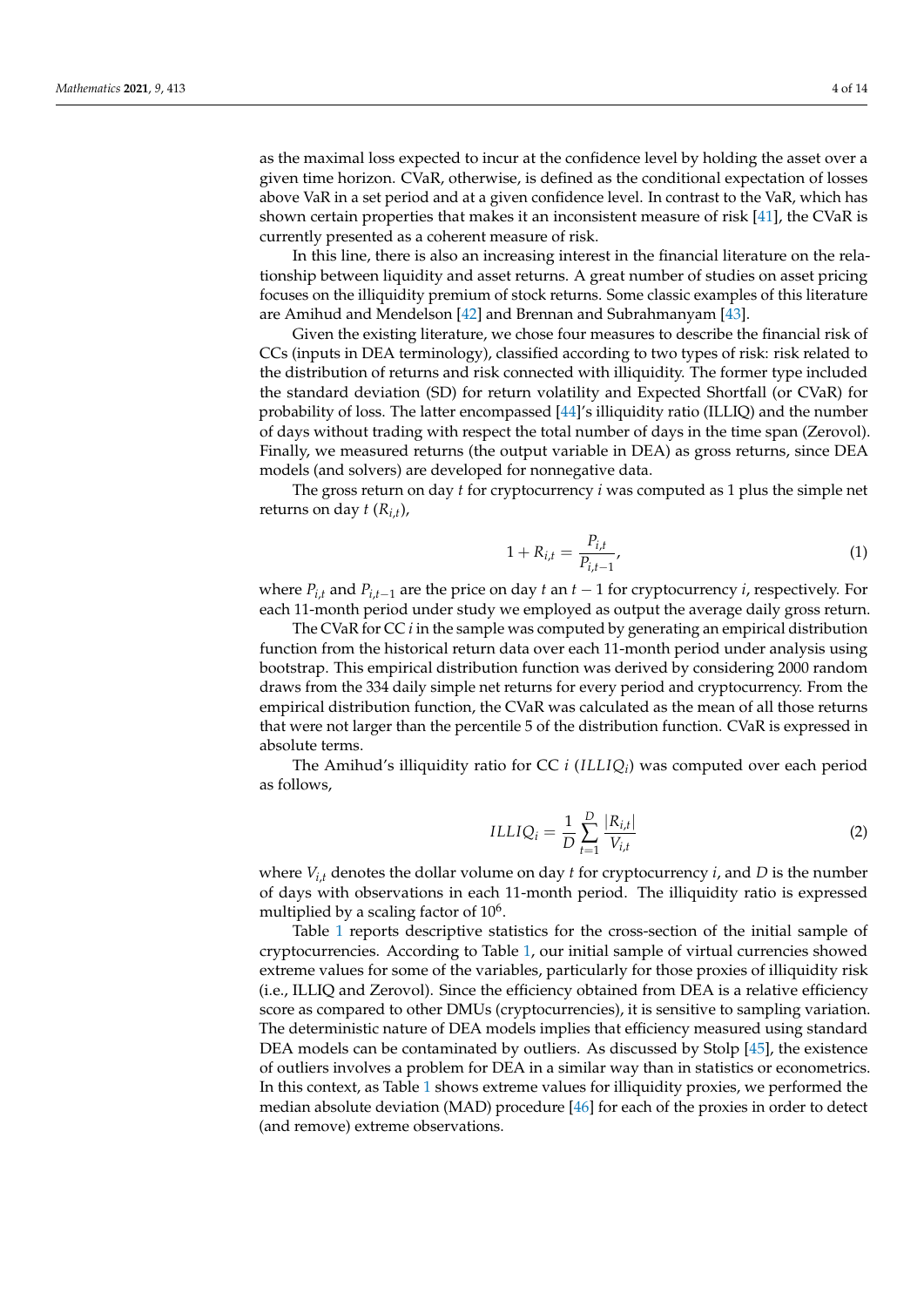as the maximal loss expected to incur at the confidence level by holding the asset over a given time horizon. CVaR, otherwise, is defined as the conditional expectation of losses above VaR in a set period and at a given confidence level. In contrast to the VaR, which has shown certain properties that makes it an inconsistent measure of risk [41], the CVaR is currently presented as a coherent measure of risk.

In this line, there is also an increasing interest in the financial literature on the relationship between liquidity and asset returns. A great number of studies on asset pricing focuses on the illiquidity premium of stock returns. Some classic examples of this literature are Amihud and Mendelson [42] and Brennan and Subrahmanyam [43].

Given the existing literature, we chose four measures to describe the financial risk of CCs (inputs in DEA terminology), classified according to two types of risk: risk related to the distribution of returns and risk connected with illiquidity. The former type included the standard deviation (SD) for return volatility and Expected Shortfall (or CVaR) for probability of loss. The latter encompassed [44]'s illiquidity ratio (ILLIQ) and the number of days without trading with respect the total number of days in the time span (Zerovol). Finally, we measured returns (the output variable in DEA) as gross returns, since DEA models (and solvers) are developed for nonnegative data.

The gross return on day $t$ for cryptocurrency $i$ was computed as 1 plus the simple net returns on day $t$ ($R_{i,t}$),

$$1 + R_{i,t} = \frac{P_{i,t}}{P_{i,t-1}}, \tag{1}$$

where $P_{i,t}$ and $P_{i,t-1}$ are the price on day $t$ an $t-1$ for cryptocurrency $i$, respectively. For each 11-month period under study we employed as output the average daily gross return.

The CVaR for CC $i$ in the sample was computed by generating an empirical distribution function from the historical return data over each 11-month period under analysis using bootstrap. This empirical distribution function was derived by considering 2000 random draws from the 334 daily simple net returns for every period and cryptocurrency. From the empirical distribution function, the CVaR was calculated as the mean of all those returns that were not larger than the percentile 5 of the distribution function. CVaR is expressed in absolute terms.

The Amihud's illiquidity ratio for CC $i$ ($ILLIQ_i$) was computed over each period as follows,

$$ILLIQ_i = \frac{1}{D} \sum_{t=1}^{D} \frac{|R_{i,t}|}{V_{i,t}} \tag{2}$$

where $V_{i,t}$ denotes the dollar volume on day $t$ for cryptocurrency $i$, and $D$ is the number of days with observations in each 11-month period. The illiquidity ratio is expressed multiplied by a scaling factor of $10^6$.

Table 1 reports descriptive statistics for the cross-section of the initial sample of cryptocurrencies. According to Table 1, our initial sample of virtual currencies showed extreme values for some of the variables, particularly for those proxies of illiquidity risk (i.e., ILLIQ and Zerovol). Since the efficiency obtained from DEA is a relative efficiency score as compared to other DMUs (cryptocurrencies), it is sensitive to sampling variation. The deterministic nature of DEA models implies that efficiency measured using standard DEA models can be contaminated by outliers. As discussed by Stolp [45], the existence of outliers involves a problem for DEA in a similar way than in statistics or econometrics. In this context, as Table 1 shows extreme values for illiquidity proxies, we performed the median absolute deviation (MAD) procedure [46] for each of the proxies in order to detect (and remove) extreme observations.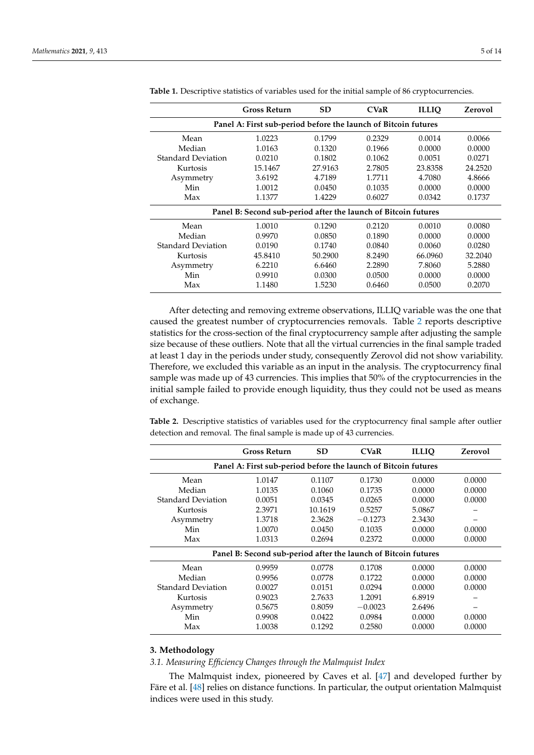**Table 1.** Descriptive statistics of variables used for the initial sample of 86 cryptocurrencies.

| | Gross Return | SD | CVaR | ILLIQ | Zerovol |
|---|---|---|---|---|---|
| **Panel A: First sub-period before the launch of Bitcoin futures** | | | | | |
| Mean | 1.0223 | 0.1799 | 0.2329 | 0.0014 | 0.0066 |
| Median | 1.0163 | 0.1320 | 0.1966 | 0.0000 | 0.0000 |
| Standard Deviation | 0.0210 | 0.1802 | 0.1062 | 0.0051 | 0.0271 |
| Kurtosis | 15.1467 | 27.9163 | 2.7805 | 23.8358 | 24.2520 |
| Asymmetry | 3.6192 | 4.7189 | 1.7711 | 4.7080 | 4.8666 |
| Min | 1.0012 | 0.0450 | 0.1035 | 0.0000 | 0.0000 |
| Max | 1.1377 | 1.4229 | 0.6027 | 0.0342 | 0.1737 |
| **Panel B: Second sub-period after the launch of Bitcoin futures** | | | | | |
| Mean | 1.0010 | 0.1290 | 0.2120 | 0.0010 | 0.0080 |
| Median | 0.9970 | 0.0850 | 0.1890 | 0.0000 | 0.0000 |
| Standard Deviation | 0.0190 | 0.1740 | 0.0840 | 0.0060 | 0.0280 |
| Kurtosis | 45.8410 | 50.2900 | 8.2490 | 66.0960 | 32.2040 |
| Asymmetry | 6.2210 | 6.6460 | 2.2890 | 7.8060 | 5.2880 |
| Min | 0.9910 | 0.0300 | 0.0500 | 0.0000 | 0.0000 |
| Max | 1.1480 | 1.5230 | 0.6460 | 0.0500 | 0.2070 |

After detecting and removing extreme observations, ILLIQ variable was the one that caused the greatest number of cryptocurrencies removals. Table 2 reports descriptive statistics for the cross-section of the final cryptocurrency sample after adjusting the sample size because of these outliers. Note that all the virtual currencies in the final sample traded at least 1 day in the periods under study, consequently Zerovol did not show variability. Therefore, we excluded this variable as an input in the analysis. The cryptocurrency final sample was made up of 43 currencies. This implies that 50% of the cryptocurrencies in the initial sample failed to provide enough liquidity, thus they could not be used as means of exchange.

**Table 2.** Descriptive statistics of variables used for the cryptocurrency final sample after outlier detection and removal. The final sample is made up of 43 currencies.

| | Gross Return | SD | CVaR | ILLIQ | Zerovol |
|---|---|---|---|---|---|
| **Panel A: First sub-period before the launch of Bitcoin futures** | | | | | |
| Mean | 1.0147 | 0.1107 | 0.1730 | 0.0000 | 0.0000 |
| Median | 1.0135 | 0.1060 | 0.1735 | 0.0000 | 0.0000 |
| Standard Deviation | 0.0051 | 0.0345 | 0.0265 | 0.0000 | 0.0000 |
| Kurtosis | 2.3971 | 10.1619 | 0.5257 | 5.0867 | – |
| Asymmetry | 1.3718 | 2.3628 | −0.1273 | 2.3430 | – |
| Min | 1.0070 | 0.0450 | 0.1035 | 0.0000 | 0.0000 |
| Max | 1.0313 | 0.2694 | 0.2372 | 0.0000 | 0.0000 |
| **Panel B: Second sub-period after the launch of Bitcoin futures** | | | | | |
| Mean | 0.9959 | 0.0778 | 0.1708 | 0.0000 | 0.0000 |
| Median | 0.9956 | 0.0778 | 0.1722 | 0.0000 | 0.0000 |
| Standard Deviation | 0.0027 | 0.0151 | 0.0294 | 0.0000 | 0.0000 |
| Kurtosis | 0.9023 | 2.7633 | 1.2091 | 6.8919 | – |
| Asymmetry | 0.5675 | 0.8059 | −0.0023 | 2.6496 | – |
| Min | 0.9908 | 0.0422 | 0.0984 | 0.0000 | 0.0000 |
| Max | 1.0038 | 0.1292 | 0.2580 | 0.0000 | 0.0000 |

## 3. Methodology

### 3.1. Measuring Efficiency Changes through the Malmquist Index

The Malmquist index, pioneered by Caves et al. [47] and developed further by Färe et al. [48] relies on distance functions. In particular, the output orientation Malmquist indices were used in this study.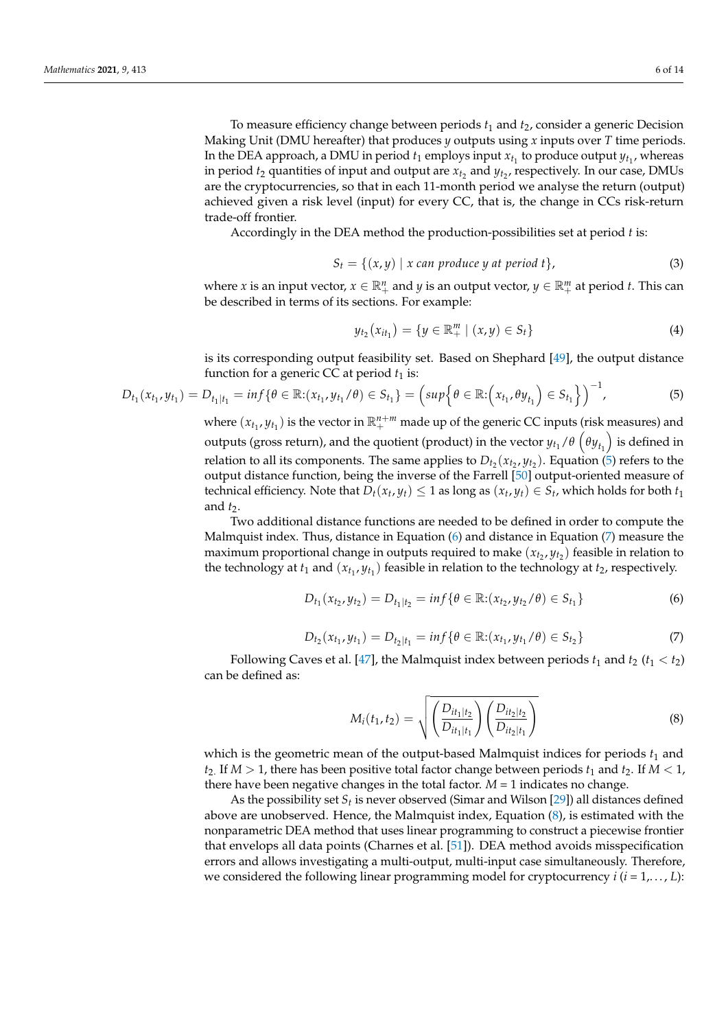To measure efficiency change between periods $t_1$ and $t_2$, consider a generic Decision Making Unit (DMU hereafter) that produces $y$ outputs using $x$ inputs over $T$ time periods. In the DEA approach, a DMU in period $t_1$ employs input $x_{t_1}$ to produce output $y_{t_1}$, whereas in period $t_2$ quantities of input and output are $x_{t_2}$ and $y_{t_2}$, respectively. In our case, DMUs are the cryptocurrencies, so that in each 11-month period we analyse the return (output) achieved given a risk level (input) for every CC, that is, the change in CCs risk-return trade-off frontier.

Accordingly in the DEA method the production-possibilities set at period $t$ is:

$$S_t = \{(x, y) \mid x \text{ can produce } y \text{ at period } t\}, \tag{3}$$

where $x$ is an input vector, $x \in \mathbb{R}^n_+$ and $y$ is an output vector, $y \in \mathbb{R}^m_+$ at period $t$. This can be described in terms of its sections. For example:

$$y_{t_2}(x_{it_1}) = \{y \in \mathbb{R}^m_+ \mid (x, y) \in S_t\} \tag{4}$$

is its corresponding output feasibility set. Based on Shephard [49], the output distance function for a generic CC at period $t_1$ is:

$$D_{t_1}(x_{t_1}, y_{t_1}) = D_{t_1|t_1} = inf\{\theta \in \mathbb{R}:(x_{t_1}, y_{t_1}/\theta) \in S_{t_1}\} = \left(sup\left\{\theta \in \mathbb{R}:\left(x_{t_1}, \theta y_{t_1}\right) \in S_{t_1}\right\}\right)^{-1}, \tag{5}$$

where $(x_{t_1}, y_{t_1})$ is the vector in $\mathbb{R}^{n+m}_+$ made up of the generic CC inputs (risk measures) and outputs (gross return), and the quotient (product) in the vector $y_{t_1}/\theta$ $\left(\theta y_{t_1}\right)$ is defined in relation to all its components. The same applies to $D_{t_2}(x_{t_2}, y_{t_2})$. Equation (5) refers to the output distance function, being the inverse of the Farrell [50] output-oriented measure of technical efficiency. Note that $D_t(x_t, y_t) \leq 1$ as long as $(x_t, y_t) \in S_t$, which holds for both $t_1$ and $t_2$.

Two additional distance functions are needed to be defined in order to compute the Malmquist index. Thus, distance in Equation (6) and distance in Equation (7) measure the maximum proportional change in outputs required to make $(x_{t_2}, y_{t_2})$ feasible in relation to the technology at $t_1$ and $(x_{t_1}, y_{t_1})$ feasible in relation to the technology at $t_2$, respectively.

$$D_{t_1}(x_{t_2}, y_{t_2}) = D_{t_1|t_2} = inf\{\theta \in \mathbb{R}:(x_{t_2}, y_{t_2}/\theta) \in S_{t_1}\} \tag{6}$$

$$D_{t_2}(x_{t_1}, y_{t_1}) = D_{t_2|t_1} = inf\{\theta \in \mathbb{R}:(x_{t_1}, y_{t_1}/\theta) \in S_{t_2}\} \tag{7}$$

Following Caves et al. [47], the Malmquist index between periods $t_1$ and $t_2$ ($t_1 < t_2$) can be defined as:

$$M_i(t_1, t_2) = \sqrt{\left(\frac{D_{it_1|t_2}}{D_{it_1|t_1}}\right)\left(\frac{D_{it_2|t_2}}{D_{it_2|t_1}}\right)} \tag{8}$$

which is the geometric mean of the output-based Malmquist indices for periods $t_1$ and $t_2$. If $M > 1$, there has been positive total factor change between periods $t_1$ and $t_2$. If $M < 1$, there have been negative changes in the total factor. $M = 1$ indicates no change.

As the possibility set $S_t$ is never observed (Simar and Wilson [29]) all distances defined above are unobserved. Hence, the Malmquist index, Equation (8), is estimated with the nonparametric DEA method that uses linear programming to construct a piecewise frontier that envelops all data points (Charnes et al. [51]). DEA method avoids misspecification errors and allows investigating a multi-output, multi-input case simultaneously. Therefore, we considered the following linear programming model for cryptocurrency $i$ ($i = 1, \ldots, L$):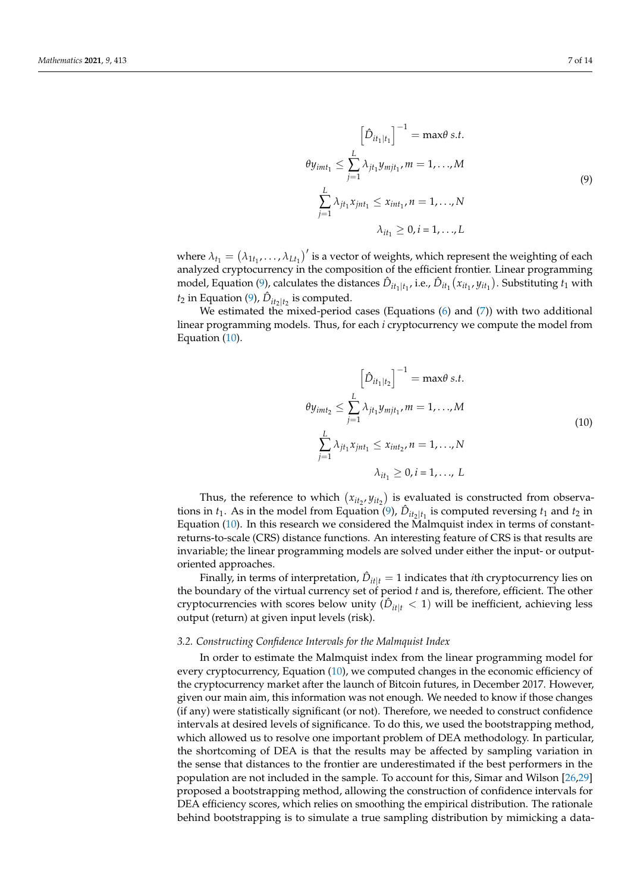$$
\begin{aligned}
\left[\hat{D}_{it_1|t_1}\right]^{-1} &= \max\theta \; s.t. \\
\theta y_{imt_1} &\leq \sum_{j=1}^{L} \lambda_{jt_1} y_{mjt_1}, m = 1, \ldots, M \\
\sum_{j=1}^{L} \lambda_{jt_1} x_{jnt_1} &\leq x_{int_1}, n = 1, \ldots, N \\
\lambda_{it_1} &\geq 0, i = 1, \ldots, L
\end{aligned}
\tag{9}
$$

where $\lambda_{t_1} = (\lambda_{1t_1}, \ldots, \lambda_{Lt_1})'$ is a vector of weights, which represent the weighting of each analyzed cryptocurrency in the composition of the efficient frontier. Linear programming model, Equation (9), calculates the distances $\hat{D}_{it_1|t_1}$, i.e., $\hat{D}_{it_1}(x_{it_1}, y_{it_1})$. Substituting $t_1$ with $t_2$ in Equation (9), $\hat{D}_{it_2|t_2}$ is computed.

We estimated the mixed-period cases (Equations (6) and (7)) with two additional linear programming models. Thus, for each $i$ cryptocurrency we compute the model from Equation (10).

$$
\begin{aligned}
\left[\hat{D}_{it_1|t_2}\right]^{-1} &= \max\theta \; s.t. \\
\theta y_{imt_2} &\leq \sum_{j=1}^{L} \lambda_{jt_1} y_{mjt_1}, m = 1, \ldots, M \\
\sum_{j=1}^{L} \lambda_{jt_1} x_{jnt_1} &\leq x_{int_2}, n = 1, \ldots, N \\
\lambda_{it_1} &\geq 0, i = 1, \ldots, L
\end{aligned}
\tag{10}
$$

Thus, the reference to which $(x_{it_2}, y_{it_2})$ is evaluated is constructed from observations in $t_1$. As in the model from Equation (9), $\hat{D}_{it_2|t_1}$ is computed reversing $t_1$ and $t_2$ in Equation (10). In this research we considered the Malmquist index in terms of constant-returns-to-scale (CRS) distance functions. An interesting feature of CRS is that results are invariable; the linear programming models are solved under either the input- or output-oriented approaches.

Finally, in terms of interpretation, $\hat{D}_{it|t} = 1$ indicates that $i$th cryptocurrency lies on the boundary of the virtual currency set of period $t$ and is, therefore, efficient. The other cryptocurrencies with scores below unity ($\hat{D}_{it|t} < 1$) will be inefficient, achieving less output (return) at given input levels (risk).

### *3.2. Constructing Confidence Intervals for the Malmquist Index*

In order to estimate the Malmquist index from the linear programming model for every cryptocurrency, Equation (10), we computed changes in the economic efficiency of the cryptocurrency market after the launch of Bitcoin futures, in December 2017. However, given our main aim, this information was not enough. We needed to know if those changes (if any) were statistically significant (or not). Therefore, we needed to construct confidence intervals at desired levels of significance. To do this, we used the bootstrapping method, which allowed us to resolve one important problem of DEA methodology. In particular, the shortcoming of DEA is that the results may be affected by sampling variation in the sense that distances to the frontier are underestimated if the best performers in the population are not included in the sample. To account for this, Simar and Wilson [26,29] proposed a bootstrapping method, allowing the construction of confidence intervals for DEA efficiency scores, which relies on smoothing the empirical distribution. The rationale behind bootstrapping is to simulate a true sampling distribution by mimicking a data-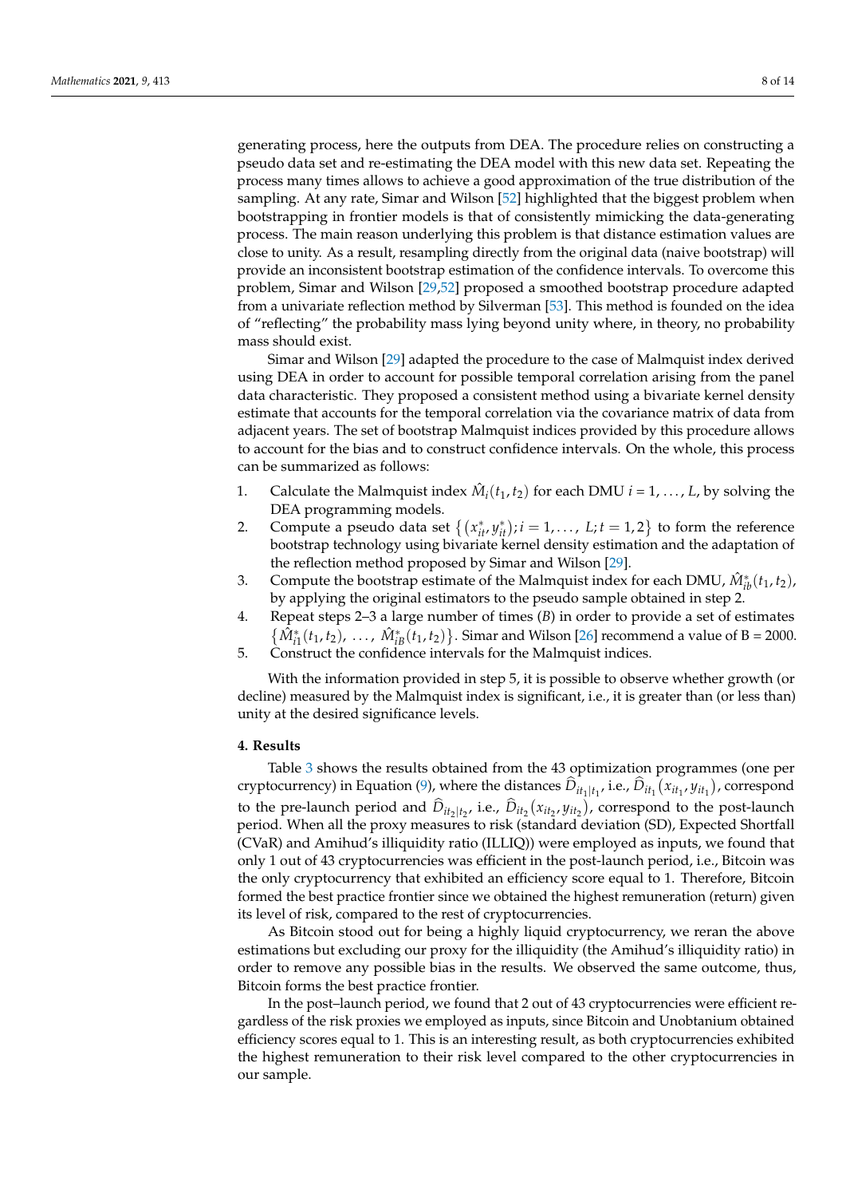generating process, here the outputs from DEA. The procedure relies on constructing a pseudo data set and re-estimating the DEA model with this new data set. Repeating the process many times allows to achieve a good approximation of the true distribution of the sampling. At any rate, Simar and Wilson [52] highlighted that the biggest problem when bootstrapping in frontier models is that of consistently mimicking the data-generating process. The main reason underlying this problem is that distance estimation values are close to unity. As a result, resampling directly from the original data (naive bootstrap) will provide an inconsistent bootstrap estimation of the confidence intervals. To overcome this problem, Simar and Wilson [29,52] proposed a smoothed bootstrap procedure adapted from a univariate reflection method by Silverman [53]. This method is founded on the idea of "reflecting" the probability mass lying beyond unity where, in theory, no probability mass should exist.

Simar and Wilson [29] adapted the procedure to the case of Malmquist index derived using DEA in order to account for possible temporal correlation arising from the panel data characteristic. They proposed a consistent method using a bivariate kernel density estimate that accounts for the temporal correlation via the covariance matrix of data from adjacent years. The set of bootstrap Malmquist indices provided by this procedure allows to account for the bias and to construct confidence intervals. On the whole, this process can be summarized as follows:

1. Calculate the Malmquist index $\hat{M}_i(t_1, t_2)$ for each DMU $i = 1, \ldots, L$, by solving the DEA programming models.
2. Compute a pseudo data set $\left\{ \left(x^*_{it}, y^*_{it}\right); i = 1, \ldots,\ L; t = 1, 2 \right\}$ to form the reference bootstrap technology using bivariate kernel density estimation and the adaptation of the reflection method proposed by Simar and Wilson [29].
3. Compute the bootstrap estimate of the Malmquist index for each DMU, $\hat{M}^*_{ib}(t_1, t_2)$, by applying the original estimators to the pseudo sample obtained in step 2.
4. Repeat steps 2–3 a large number of times ($B$) in order to provide a set of estimates $\left\{ \hat{M}^*_{i1}(t_1, t_2),\ \ldots,\ \hat{M}^*_{iB}(t_1, t_2) \right\}$. Simar and Wilson [26] recommend a value of B = 2000.
5. Construct the confidence intervals for the Malmquist indices.

With the information provided in step 5, it is possible to observe whether growth (or decline) measured by the Malmquist index is significant, i.e., it is greater than (or less than) unity at the desired significance levels.

## 4. Results

Table 3 shows the results obtained from the 43 optimization programmes (one per cryptocurrency) in Equation (9), where the distances $\widehat{D}_{it_1|t_1}$, i.e., $\widehat{D}_{it_1}\left(x_{it_1}, y_{it_1}\right)$, correspond to the pre-launch period and $\widehat{D}_{it_2|t_2}$, i.e., $\widehat{D}_{it_2}\left(x_{it_2}, y_{it_2}\right)$, correspond to the post-launch period. When all the proxy measures to risk (standard deviation (SD), Expected Shortfall (CVaR) and Amihud's illiquidity ratio (ILLIQ)) were employed as inputs, we found that only 1 out of 43 cryptocurrencies was efficient in the post-launch period, i.e., Bitcoin was the only cryptocurrency that exhibited an efficiency score equal to 1. Therefore, Bitcoin formed the best practice frontier since we obtained the highest remuneration (return) given its level of risk, compared to the rest of cryptocurrencies.

As Bitcoin stood out for being a highly liquid cryptocurrency, we reran the above estimations but excluding our proxy for the illiquidity (the Amihud's illiquidity ratio) in order to remove any possible bias in the results. We observed the same outcome, thus, Bitcoin forms the best practice frontier.

In the post–launch period, we found that 2 out of 43 cryptocurrencies were efficient regardless of the risk proxies we employed as inputs, since Bitcoin and Unobtanium obtained efficiency scores equal to 1. This is an interesting result, as both cryptocurrencies exhibited the highest remuneration to their risk level compared to the other cryptocurrencies in our sample.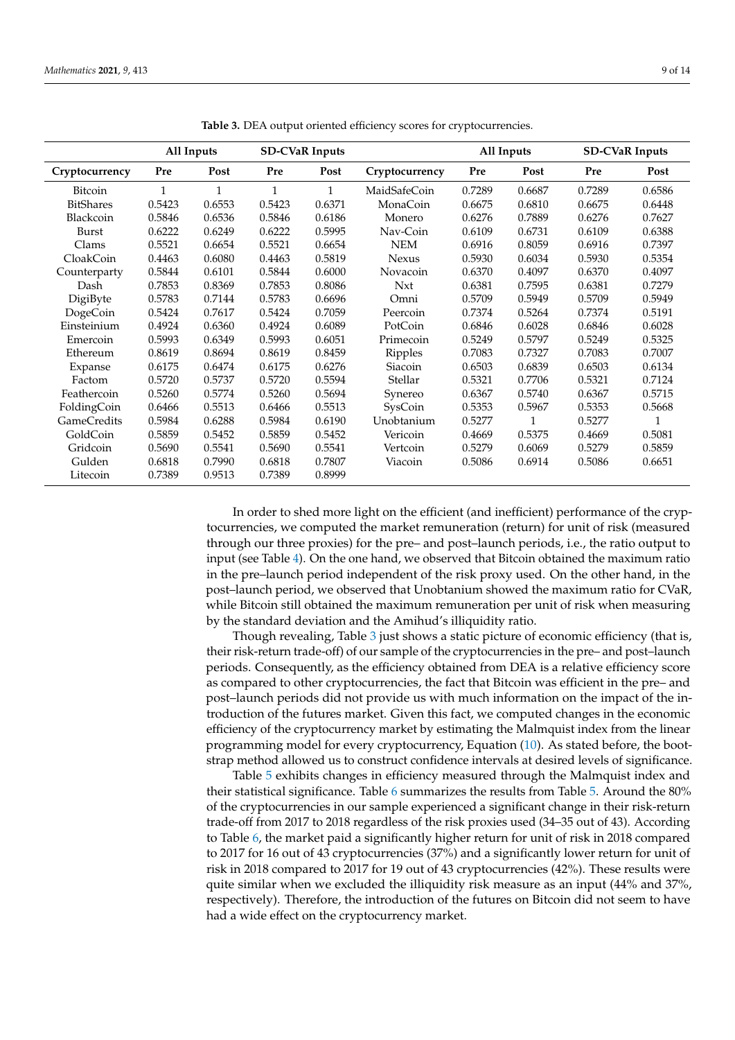**Table 3.** DEA output oriented efficiency scores for cryptocurrencies.

| | All Inputs | | SD-CVaR Inputs | | | All Inputs | | SD-CVaR Inputs | |
|---|---|---|---|---|---|---|---|---|---|
| **Cryptocurrency** | **Pre** | **Post** | **Pre** | **Post** | **Cryptocurrency** | **Pre** | **Post** | **Pre** | **Post** |
| Bitcoin | 1 | 1 | 1 | 1 | MaidSafeCoin | 0.7289 | 0.6687 | 0.7289 | 0.6586 |
| BitShares | 0.5423 | 0.6553 | 0.5423 | 0.6371 | MonaCoin | 0.6675 | 0.6810 | 0.6675 | 0.6448 |
| Blackcoin | 0.5846 | 0.6536 | 0.5846 | 0.6186 | Monero | 0.6276 | 0.7889 | 0.6276 | 0.7627 |
| Burst | 0.6222 | 0.6249 | 0.6222 | 0.5995 | Nav-Coin | 0.6109 | 0.6731 | 0.6109 | 0.6388 |
| Clams | 0.5521 | 0.6654 | 0.5521 | 0.6654 | NEM | 0.6916 | 0.8059 | 0.6916 | 0.7397 |
| CloakCoin | 0.4463 | 0.6080 | 0.4463 | 0.5819 | Nexus | 0.5930 | 0.6034 | 0.5930 | 0.5354 |
| Counterparty | 0.5844 | 0.6101 | 0.5844 | 0.6000 | Novacoin | 0.6370 | 0.4097 | 0.6370 | 0.4097 |
| Dash | 0.7853 | 0.8369 | 0.7853 | 0.8086 | Nxt | 0.6381 | 0.7595 | 0.6381 | 0.7279 |
| DigiByte | 0.5783 | 0.7144 | 0.5783 | 0.6696 | Omni | 0.5709 | 0.5949 | 0.5709 | 0.5949 |
| DogeCoin | 0.5424 | 0.7617 | 0.5424 | 0.7059 | Peercoin | 0.7374 | 0.5264 | 0.7374 | 0.5191 |
| Einsteinium | 0.4924 | 0.6360 | 0.4924 | 0.6089 | PotCoin | 0.6846 | 0.6028 | 0.6846 | 0.6028 |
| Emercoin | 0.5993 | 0.6349 | 0.5993 | 0.6051 | Primecoin | 0.5249 | 0.5797 | 0.5249 | 0.5325 |
| Ethereum | 0.8619 | 0.8694 | 0.8619 | 0.8459 | Ripples | 0.7083 | 0.7327 | 0.7083 | 0.7007 |
| Expanse | 0.6175 | 0.6474 | 0.6175 | 0.6276 | Siacoin | 0.6503 | 0.6839 | 0.6503 | 0.6134 |
| Factom | 0.5720 | 0.5737 | 0.5720 | 0.5594 | Stellar | 0.5321 | 0.7706 | 0.5321 | 0.7124 |
| Feathercoin | 0.5260 | 0.5774 | 0.5260 | 0.5694 | Synereo | 0.6367 | 0.5740 | 0.6367 | 0.5715 |
| FoldingCoin | 0.6466 | 0.5513 | 0.6466 | 0.5513 | SysCoin | 0.5353 | 0.5967 | 0.5353 | 0.5668 |
| GameCredits | 0.5984 | 0.6288 | 0.5984 | 0.6190 | Unobtanium | 0.5277 | 1 | 0.5277 | 1 |
| GoldCoin | 0.5859 | 0.5452 | 0.5859 | 0.5452 | Vericoin | 0.4669 | 0.5375 | 0.4669 | 0.5081 |
| Gridcoin | 0.5690 | 0.5541 | 0.5690 | 0.5541 | Vertcoin | 0.5279 | 0.6069 | 0.5279 | 0.5859 |
| Gulden | 0.6818 | 0.7990 | 0.6818 | 0.7807 | Viacoin | 0.5086 | 0.6914 | 0.5086 | 0.6651 |
| Litecoin | 0.7389 | 0.9513 | 0.7389 | 0.8999 | | | | | |

In order to shed more light on the efficient (and inefficient) performance of the cryptocurrencies, we computed the market remuneration (return) for unit of risk (measured through our three proxies) for the pre– and post–launch periods, i.e., the ratio output to input (see Table 4). On the one hand, we observed that Bitcoin obtained the maximum ratio in the pre–launch period independent of the risk proxy used. On the other hand, in the post–launch period, we observed that Unobtanium showed the maximum ratio for CVaR, while Bitcoin still obtained the maximum remuneration per unit of risk when measuring by the standard deviation and the Amihud's illiquidity ratio.

Though revealing, Table 3 just shows a static picture of economic efficiency (that is, their risk-return trade-off) of our sample of the cryptocurrencies in the pre– and post–launch periods. Consequently, as the efficiency obtained from DEA is a relative efficiency score as compared to other cryptocurrencies, the fact that Bitcoin was efficient in the pre– and post–launch periods did not provide us with much information on the impact of the introduction of the futures market. Given this fact, we computed changes in the economic efficiency of the cryptocurrency market by estimating the Malmquist index from the linear programming model for every cryptocurrency, Equation (10). As stated before, the bootstrap method allowed us to construct confidence intervals at desired levels of significance.

Table 5 exhibits changes in efficiency measured through the Malmquist index and their statistical significance. Table 6 summarizes the results from Table 5. Around the 80% of the cryptocurrencies in our sample experienced a significant change in their risk-return trade-off from 2017 to 2018 regardless of the risk proxies used (34–35 out of 43). According to Table 6, the market paid a significantly higher return for unit of risk in 2018 compared to 2017 for 16 out of 43 cryptocurrencies (37%) and a significantly lower return for unit of risk in 2018 compared to 2017 for 19 out of 43 cryptocurrencies (42%). These results were quite similar when we excluded the illiquidity risk measure as an input (44% and 37%, respectively). Therefore, the introduction of the futures on Bitcoin did not seem to have had a wide effect on the cryptocurrency market.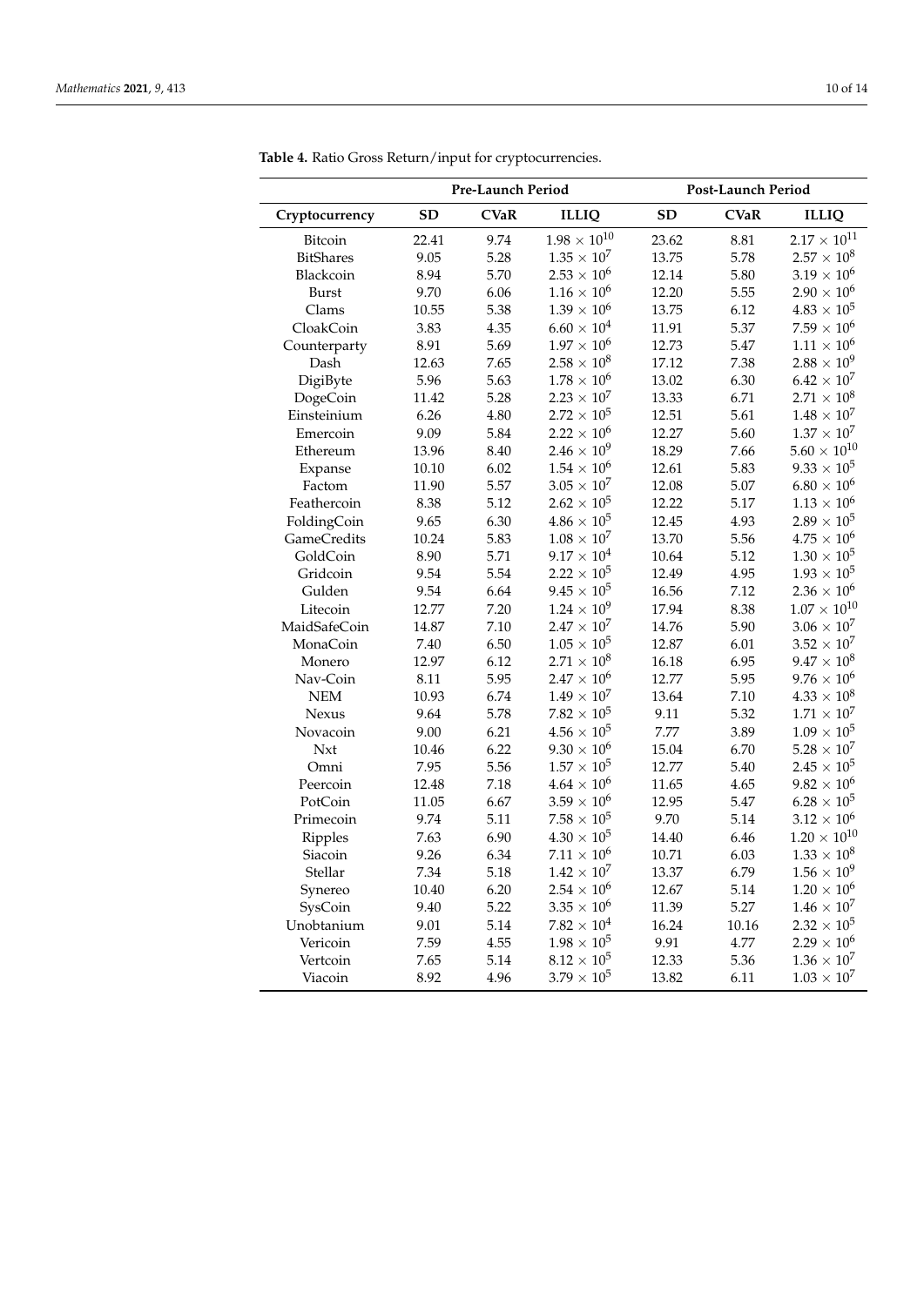**Table 4.** Ratio Gross Return/input for cryptocurrencies.

| | Pre-Launch Period | | | Post-Launch Period | | |
|---|---|---|---|---|---|---|
| Cryptocurrency | SD | CVaR | ILLIQ | SD | CVaR | ILLIQ |
| Bitcoin | 22.41 | 9.74 | $1.98 \times 10^{10}$ | 23.62 | 8.81 | $2.17 \times 10^{11}$ |
| BitShares | 9.05 | 5.28 | $1.35 \times 10^{7}$ | 13.75 | 5.78 | $2.57 \times 10^{8}$ |
| Blackcoin | 8.94 | 5.70 | $2.53 \times 10^{6}$ | 12.14 | 5.80 | $3.19 \times 10^{6}$ |
| Burst | 9.70 | 6.06 | $1.16 \times 10^{6}$ | 12.20 | 5.55 | $2.90 \times 10^{6}$ |
| Clams | 10.55 | 5.38 | $1.39 \times 10^{6}$ | 13.75 | 6.12 | $4.83 \times 10^{5}$ |
| CloakCoin | 3.83 | 4.35 | $6.60 \times 10^{4}$ | 11.91 | 5.37 | $7.59 \times 10^{6}$ |
| Counterparty | 8.91 | 5.69 | $1.97 \times 10^{6}$ | 12.73 | 5.47 | $1.11 \times 10^{6}$ |
| Dash | 12.63 | 7.65 | $2.58 \times 10^{8}$ | 17.12 | 7.38 | $2.88 \times 10^{9}$ |
| DigiByte | 5.96 | 5.63 | $1.78 \times 10^{6}$ | 13.02 | 6.30 | $6.42 \times 10^{7}$ |
| DogeCoin | 11.42 | 5.28 | $2.23 \times 10^{7}$ | 13.33 | 6.71 | $2.71 \times 10^{8}$ |
| Einsteinium | 6.26 | 4.80 | $2.72 \times 10^{5}$ | 12.51 | 5.61 | $1.48 \times 10^{7}$ |
| Emercoin | 9.09 | 5.84 | $2.22 \times 10^{6}$ | 12.27 | 5.60 | $1.37 \times 10^{7}$ |
| Ethereum | 13.96 | 8.40 | $2.46 \times 10^{9}$ | 18.29 | 7.66 | $5.60 \times 10^{10}$ |
| Expanse | 10.10 | 6.02 | $1.54 \times 10^{6}$ | 12.61 | 5.83 | $9.33 \times 10^{5}$ |
| Factom | 11.90 | 5.57 | $3.05 \times 10^{7}$ | 12.08 | 5.07 | $6.80 \times 10^{6}$ |
| Feathercoin | 8.38 | 5.12 | $2.62 \times 10^{5}$ | 12.22 | 5.17 | $1.13 \times 10^{6}$ |
| FoldingCoin | 9.65 | 6.30 | $4.86 \times 10^{5}$ | 12.45 | 4.93 | $2.89 \times 10^{5}$ |
| GameCredits | 10.24 | 5.83 | $1.08 \times 10^{7}$ | 13.70 | 5.56 | $4.75 \times 10^{6}$ |
| GoldCoin | 8.90 | 5.71 | $9.17 \times 10^{4}$ | 10.64 | 5.12 | $1.30 \times 10^{5}$ |
| Gridcoin | 9.54 | 5.54 | $2.22 \times 10^{5}$ | 12.49 | 4.95 | $1.93 \times 10^{5}$ |
| Gulden | 9.54 | 6.64 | $9.45 \times 10^{5}$ | 16.56 | 7.12 | $2.36 \times 10^{6}$ |
| Litecoin | 12.77 | 7.20 | $1.24 \times 10^{9}$ | 17.94 | 8.38 | $1.07 \times 10^{10}$ |
| MaidSafeCoin | 14.87 | 7.10 | $2.47 \times 10^{7}$ | 14.76 | 5.90 | $3.06 \times 10^{7}$ |
| MonaCoin | 7.40 | 6.50 | $1.05 \times 10^{5}$ | 12.87 | 6.01 | $3.52 \times 10^{7}$ |
| Monero | 12.97 | 6.12 | $2.71 \times 10^{8}$ | 16.18 | 6.95 | $9.47 \times 10^{8}$ |
| Nav-Coin | 8.11 | 5.95 | $2.47 \times 10^{6}$ | 12.77 | 5.95 | $9.76 \times 10^{6}$ |
| NEM | 10.93 | 6.74 | $1.49 \times 10^{7}$ | 13.64 | 7.10 | $4.33 \times 10^{8}$ |
| Nexus | 9.64 | 5.78 | $7.82 \times 10^{5}$ | 9.11 | 5.32 | $1.71 \times 10^{7}$ |
| Novacoin | 9.00 | 6.21 | $4.56 \times 10^{5}$ | 7.77 | 3.89 | $1.09 \times 10^{5}$ |
| Nxt | 10.46 | 6.22 | $9.30 \times 10^{6}$ | 15.04 | 6.70 | $5.28 \times 10^{7}$ |
| Omni | 7.95 | 5.56 | $1.57 \times 10^{5}$ | 12.77 | 5.40 | $2.45 \times 10^{5}$ |
| Peercoin | 12.48 | 7.18 | $4.64 \times 10^{6}$ | 11.65 | 4.65 | $9.82 \times 10^{6}$ |
| PotCoin | 11.05 | 6.67 | $3.59 \times 10^{6}$ | 12.95 | 5.47 | $6.28 \times 10^{5}$ |
| Primecoin | 9.74 | 5.11 | $7.58 \times 10^{5}$ | 9.70 | 5.14 | $3.12 \times 10^{6}$ |
| Ripples | 7.63 | 6.90 | $4.30 \times 10^{5}$ | 14.40 | 6.46 | $1.20 \times 10^{10}$ |
| Siacoin | 9.26 | 6.34 | $7.11 \times 10^{6}$ | 10.71 | 6.03 | $1.33 \times 10^{8}$ |
| Stellar | 7.34 | 5.18 | $1.42 \times 10^{7}$ | 13.37 | 6.79 | $1.56 \times 10^{9}$ |
| Synereo | 10.40 | 6.20 | $2.54 \times 10^{6}$ | 12.67 | 5.14 | $1.20 \times 10^{6}$ |
| SysCoin | 9.40 | 5.22 | $3.35 \times 10^{6}$ | 11.39 | 5.27 | $1.46 \times 10^{7}$ |
| Unobtanium | 9.01 | 5.14 | $7.82 \times 10^{4}$ | 16.24 | 10.16 | $2.32 \times 10^{5}$ |
| Vericoin | 7.59 | 4.55 | $1.98 \times 10^{5}$ | 9.91 | 4.77 | $2.29 \times 10^{6}$ |
| Vertcoin | 7.65 | 5.14 | $8.12 \times 10^{5}$ | 12.33 | 5.36 | $1.36 \times 10^{7}$ |
| Viacoin | 8.92 | 4.96 | $3.79 \times 10^{5}$ | 13.82 | 6.11 | $1.03 \times 10^{7}$ |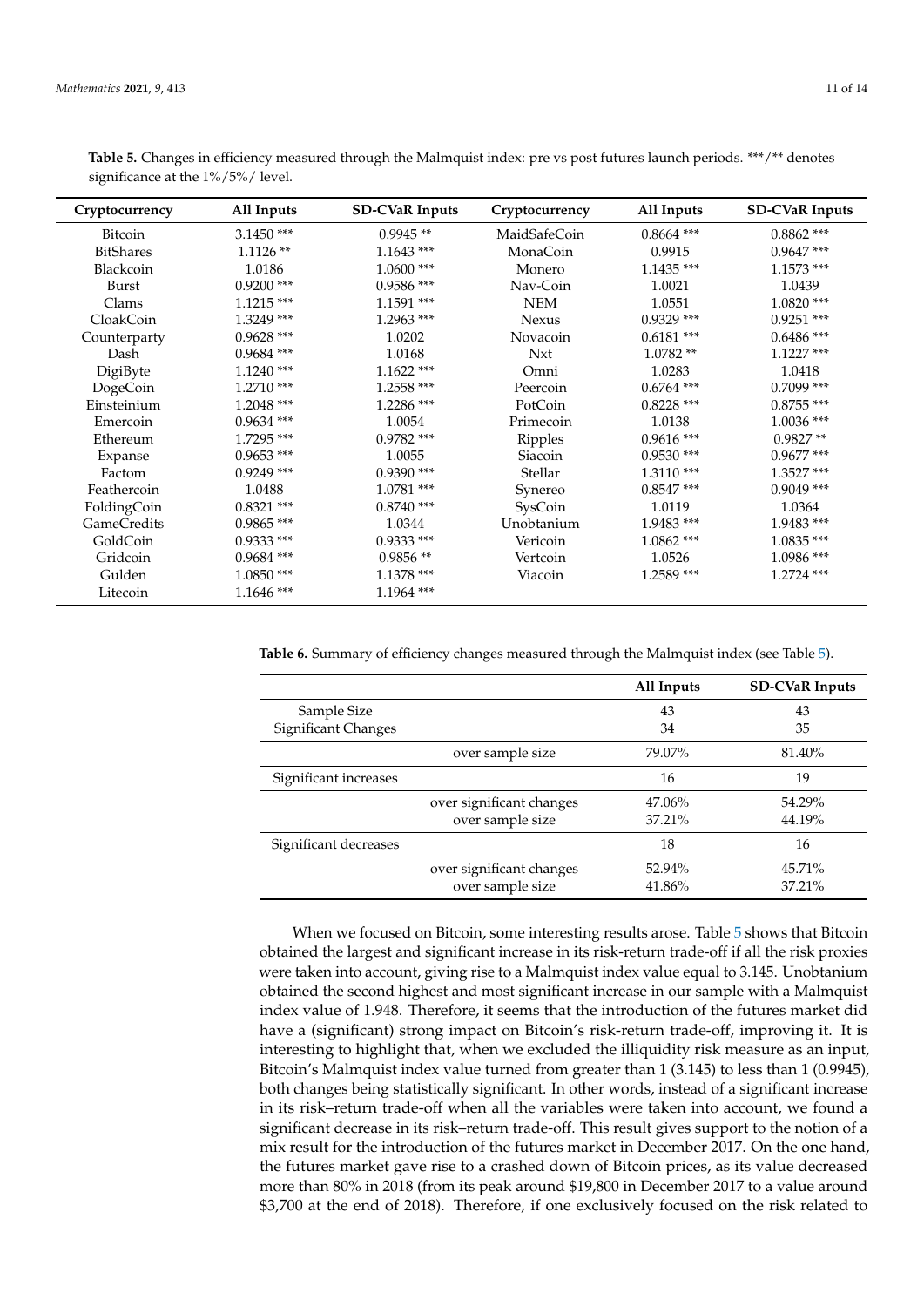**Table 5.** Changes in efficiency measured through the Malmquist index: pre vs post futures launch periods. ***/** denotes significance at the 1%/5%/ level.

| Cryptocurrency | All Inputs | SD-CVaR Inputs | Cryptocurrency | All Inputs | SD-CVaR Inputs |
|---|---|---|---|---|---|
| Bitcoin | 3.1450 *** | 0.9945 ** | MaidSafeCoin | 0.8664 *** | 0.8862 *** |
| BitShares | 1.1126 ** | 1.1643 *** | MonaCoin | 0.9915 | 0.9647 *** |
| Blackcoin | 1.0186 | 1.0600 *** | Monero | 1.1435 *** | 1.1573 *** |
| Burst | 0.9200 *** | 0.9586 *** | Nav-Coin | 1.0021 | 1.0439 |
| Clams | 1.1215 *** | 1.1591 *** | NEM | 1.0551 | 1.0820 *** |
| CloakCoin | 1.3249 *** | 1.2963 *** | Nexus | 0.9329 *** | 0.9251 *** |
| Counterparty | 0.9628 *** | 1.0202 | Novacoin | 0.6181 *** | 0.6486 *** |
| Dash | 0.9684 *** | 1.0168 | Nxt | 1.0782 ** | 1.1227 *** |
| DigiByte | 1.1240 *** | 1.1622 *** | Omni | 1.0283 | 1.0418 |
| DogeCoin | 1.2710 *** | 1.2558 *** | Peercoin | 0.6764 *** | 0.7099 *** |
| Einsteinium | 1.2048 *** | 1.2286 *** | PotCoin | 0.8228 *** | 0.8755 *** |
| Emercoin | 0.9634 *** | 1.0054 | Primecoin | 1.0138 | 1.0036 *** |
| Ethereum | 1.7295 *** | 0.9782 *** | Ripples | 0.9616 *** | 0.9827 ** |
| Expanse | 0.9653 *** | 1.0055 | Siacoin | 0.9530 *** | 0.9677 *** |
| Factom | 0.9249 *** | 0.9390 *** | Stellar | 1.3110 *** | 1.3527 *** |
| Feathercoin | 1.0488 | 1.0781 *** | Synereo | 0.8547 *** | 0.9049 *** |
| FoldingCoin | 0.8321 *** | 0.8740 *** | SysCoin | 1.0119 | 1.0364 |
| GameCredits | 0.9865 *** | 1.0344 | Unobtanium | 1.9483 *** | 1.9483 *** |
| GoldCoin | 0.9333 *** | 0.9333 *** | Vericoin | 1.0862 *** | 1.0835 *** |
| Gridcoin | 0.9684 *** | 0.9856 ** | Vertcoin | 1.0526 | 1.0986 *** |
| Gulden | 1.0850 *** | 1.1378 *** | Viacoin | 1.2589 *** | 1.2724 *** |
| Litecoin | 1.1646 *** | 1.1964 *** | | | |

**Table 6.** Summary of efficiency changes measured through the Malmquist index (see Table 5).

| | | All Inputs | SD-CVaR Inputs |
|---|---|---|---|
| Sample Size | | 43 | 43 |
| Significant Changes | | 34 | 35 |
| | over sample size | 79.07% | 81.40% |
| Significant increases | | 16 | 19 |
| | over significant changes | 47.06% | 54.29% |
| | over sample size | 37.21% | 44.19% |
| Significant decreases | | 18 | 16 |
| | over significant changes | 52.94% | 45.71% |
| | over sample size | 41.86% | 37.21% |

When we focused on Bitcoin, some interesting results arose. Table 5 shows that Bitcoin obtained the largest and significant increase in its risk-return trade-off if all the risk proxies were taken into account, giving rise to a Malmquist index value equal to 3.145. Unobtanium obtained the second highest and most significant increase in our sample with a Malmquist index value of 1.948. Therefore, it seems that the introduction of the futures market did have a (significant) strong impact on Bitcoin's risk-return trade-off, improving it. It is interesting to highlight that, when we excluded the illiquidity risk measure as an input, Bitcoin's Malmquist index value turned from greater than 1 (3.145) to less than 1 (0.9945), both changes being statistically significant. In other words, instead of a significant increase in its risk–return trade-off when all the variables were taken into account, we found a significant decrease in its risk–return trade-off. This result gives support to the notion of a mix result for the introduction of the futures market in December 2017. On the one hand, the futures market gave rise to a crashed down of Bitcoin prices, as its value decreased more than 80% in 2018 (from its peak around $19,800 in December 2017 to a value around $3,700 at the end of 2018). Therefore, if one exclusively focused on the risk related to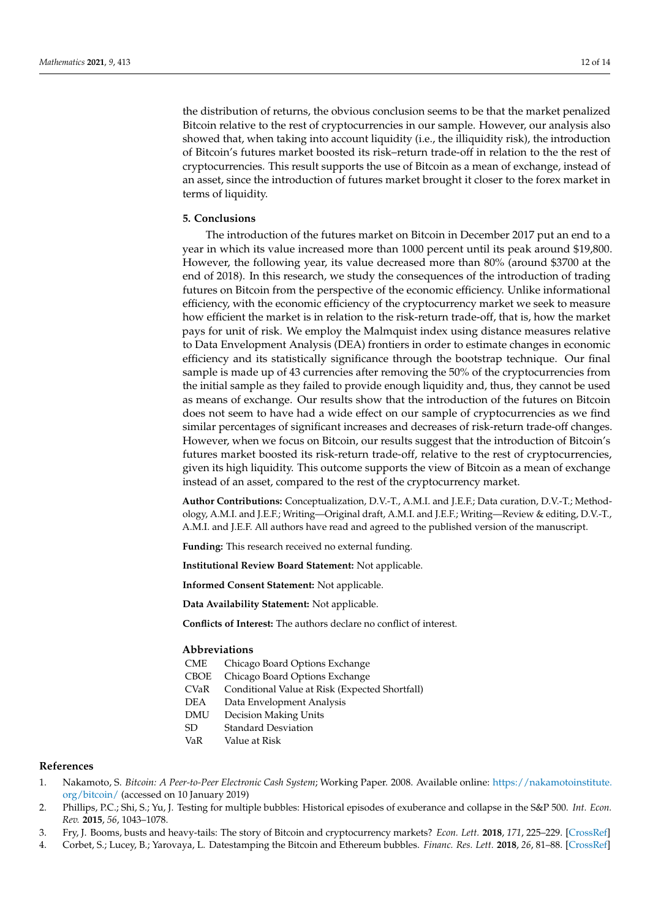the distribution of returns, the obvious conclusion seems to be that the market penalized Bitcoin relative to the rest of cryptocurrencies in our sample. However, our analysis also showed that, when taking into account liquidity (i.e., the illiquidity risk), the introduction of Bitcoin's futures market boosted its risk–return trade-off in relation to the the rest of cryptocurrencies. This result supports the use of Bitcoin as a mean of exchange, instead of an asset, since the introduction of futures market brought it closer to the forex market in terms of liquidity.

## 5. Conclusions

The introduction of the futures market on Bitcoin in December 2017 put an end to a year in which its value increased more than 1000 percent until its peak around $19,800. However, the following year, its value decreased more than 80% (around $3700 at the end of 2018). In this research, we study the consequences of the introduction of trading futures on Bitcoin from the perspective of the economic efficiency. Unlike informational efficiency, with the economic efficiency of the cryptocurrency market we seek to measure how efficient the market is in relation to the risk-return trade-off, that is, how the market pays for unit of risk. We employ the Malmquist index using distance measures relative to Data Envelopment Analysis (DEA) frontiers in order to estimate changes in economic efficiency and its statistically significance through the bootstrap technique. Our final sample is made up of 43 currencies after removing the 50% of the cryptocurrencies from the initial sample as they failed to provide enough liquidity and, thus, they cannot be used as means of exchange. Our results show that the introduction of the futures on Bitcoin does not seem to have had a wide effect on our sample of cryptocurrencies as we find similar percentages of significant increases and decreases of risk-return trade-off changes. However, when we focus on Bitcoin, our results suggest that the introduction of Bitcoin's futures market boosted its risk-return trade-off, relative to the rest of cryptocurrencies, given its high liquidity. This outcome supports the view of Bitcoin as a mean of exchange instead of an asset, compared to the rest of the cryptocurrency market.

**Author Contributions:** Conceptualization, D.V.-T., A.M.I. and J.E.F.; Data curation, D.V.-T.; Methodology, A.M.I. and J.E.F.; Writing—Original draft, A.M.I. and J.E.F.; Writing—Review & editing, D.V.-T., A.M.I. and J.E.F. All authors have read and agreed to the published version of the manuscript.

**Funding:** This research received no external funding.

**Institutional Review Board Statement:** Not applicable.

**Informed Consent Statement:** Not applicable.

**Data Availability Statement:** Not applicable.

**Conflicts of Interest:** The authors declare no conflict of interest.

## Abbreviations

| | |
|---|---|
| CME | Chicago Board Options Exchange |
| CBOE | Chicago Board Options Exchange |
| CVaR | Conditional Value at Risk (Expected Shortfall) |
| DEA | Data Envelopment Analysis |
| DMU | Decision Making Units |
| SD | Standard Desviation |
| VaR | Value at Risk |

## References

1. Nakamoto, S. *Bitcoin: A Peer-to-Peer Electronic Cash System*; Working Paper. 2008. Available online: https://nakamotoinstitute.org/bitcoin/ (accessed on 10 January 2019)
2. Phillips, P.C.; Shi, S.; Yu, J. Testing for multiple bubbles: Historical episodes of exuberance and collapse in the S&P 500. *Int. Econ. Rev.* **2015**, *56*, 1043–1078.
3. Fry, J. Booms, busts and heavy-tails: The story of Bitcoin and cryptocurrency markets? *Econ. Lett.* **2018**, *171*, 225–229. [CrossRef]
4. Corbet, S.; Lucey, B.; Yarovaya, L. Datestamping the Bitcoin and Ethereum bubbles. *Financ. Res. Lett.* **2018**, *26*, 81–88. [CrossRef]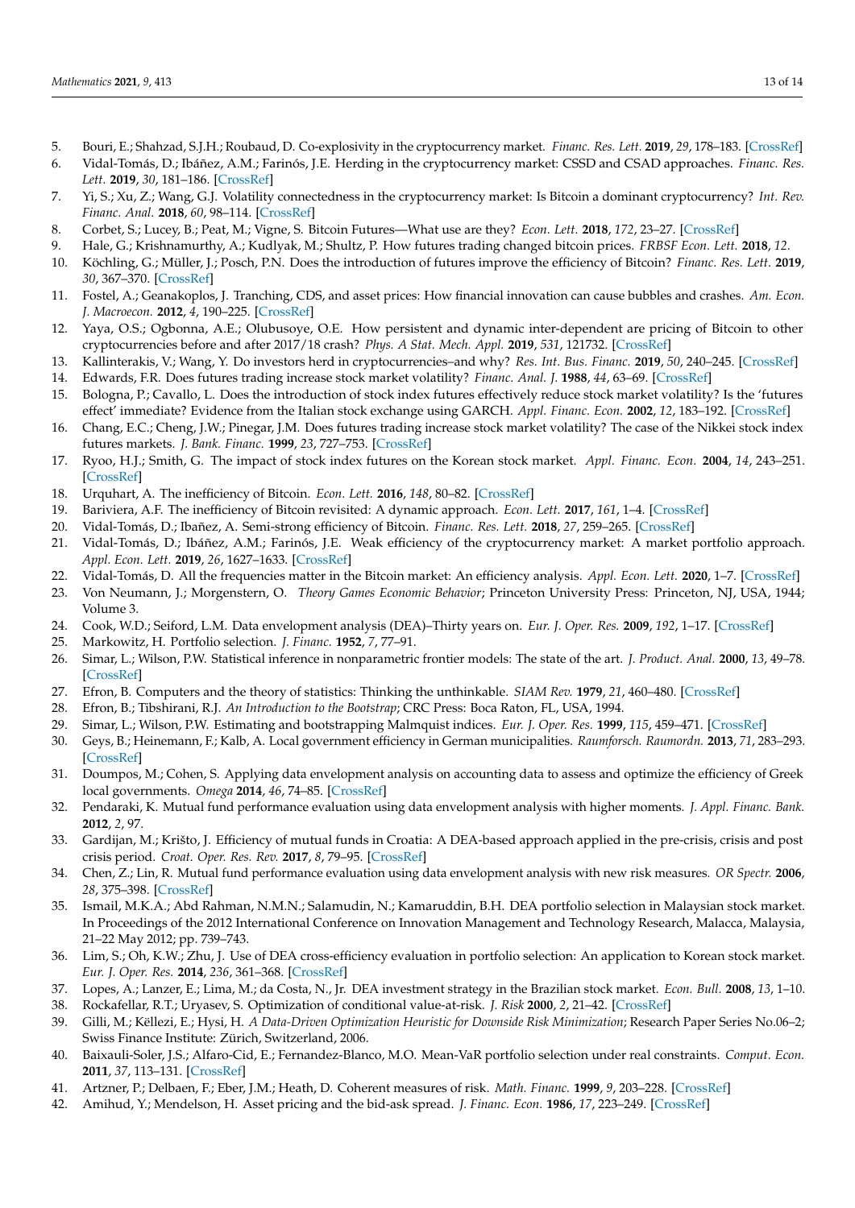5. Bouri, E.; Shahzad, S.J.H.; Roubaud, D. Co-explosivity in the cryptocurrency market. *Financ. Res. Lett.* **2019**, *29*, 178–183. [CrossRef]
6. Vidal-Tomás, D.; Ibáñez, A.M.; Farinós, J.E. Herding in the cryptocurrency market: CSSD and CSAD approaches. *Financ. Res. Lett.* **2019**, *30*, 181–186. [CrossRef]
7. Yi, S.; Xu, Z.; Wang, G.J. Volatility connectedness in the cryptocurrency market: Is Bitcoin a dominant cryptocurrency? *Int. Rev. Financ. Anal.* **2018**, *60*, 98–114. [CrossRef]
8. Corbet, S.; Lucey, B.; Peat, M.; Vigne, S. Bitcoin Futures—What use are they? *Econ. Lett.* **2018**, *172*, 23–27. [CrossRef]
9. Hale, G.; Krishnamurthy, A.; Kudlyak, M.; Shultz, P. How futures trading changed bitcoin prices. *FRBSF Econ. Lett.* **2018**, *12*.
10. Köchling, G.; Müller, J.; Posch, P.N. Does the introduction of futures improve the efficiency of Bitcoin? *Financ. Res. Lett.* **2019**, *30*, 367–370. [CrossRef]
11. Fostel, A.; Geanakoplos, J. Tranching, CDS, and asset prices: How financial innovation can cause bubbles and crashes. *Am. Econ. J. Macroecon.* **2012**, *4*, 190–225. [CrossRef]
12. Yaya, O.S.; Ogbonna, A.E.; Olubusoye, O.E. How persistent and dynamic inter-dependent are pricing of Bitcoin to other cryptocurrencies before and after 2017/18 crash? *Phys. A Stat. Mech. Appl.* **2019**, *531*, 121732. [CrossRef]
13. Kallinterakis, V.; Wang, Y. Do investors herd in cryptocurrencies–and why? *Res. Int. Bus. Financ.* **2019**, *50*, 240–245. [CrossRef]
14. Edwards, F.R. Does futures trading increase stock market volatility? *Financ. Anal. J.* **1988**, *44*, 63–69. [CrossRef]
15. Bologna, P.; Cavallo, L. Does the introduction of stock index futures effectively reduce stock market volatility? Is the 'futures effect' immediate? Evidence from the Italian stock exchange using GARCH. *Appl. Financ. Econ.* **2002**, *12*, 183–192. [CrossRef]
16. Chang, E.C.; Cheng, J.W.; Pinegar, J.M. Does futures trading increase stock market volatility? The case of the Nikkei stock index futures markets. *J. Bank. Financ.* **1999**, *23*, 727–753. [CrossRef]
17. Ryoo, H.J.; Smith, G. The impact of stock index futures on the Korean stock market. *Appl. Financ. Econ.* **2004**, *14*, 243–251. [CrossRef]
18. Urquhart, A. The inefficiency of Bitcoin. *Econ. Lett.* **2016**, *148*, 80–82. [CrossRef]
19. Bariviera, A.F. The inefficiency of Bitcoin revisited: A dynamic approach. *Econ. Lett.* **2017**, *161*, 1–4. [CrossRef]
20. Vidal-Tomás, D.; Ibañez, A. Semi-strong efficiency of Bitcoin. *Financ. Res. Lett.* **2018**, *27*, 259–265. [CrossRef]
21. Vidal-Tomás, D.; Ibáñez, A.M.; Farinós, J.E. Weak efficiency of the cryptocurrency market: A market portfolio approach. *Appl. Econ. Lett.* **2019**, *26*, 1627–1633. [CrossRef]
22. Vidal-Tomás, D. All the frequencies matter in the Bitcoin market: An efficiency analysis. *Appl. Econ. Lett.* **2020**, 1–7. [CrossRef]
23. Von Neumann, J.; Morgenstern, O. *Theory Games Economic Behavior*; Princeton University Press: Princeton, NJ, USA, 1944; Volume 3.
24. Cook, W.D.; Seiford, L.M. Data envelopment analysis (DEA)–Thirty years on. *Eur. J. Oper. Res.* **2009**, *192*, 1–17. [CrossRef]
25. Markowitz, H. Portfolio selection. *J. Financ.* **1952**, *7*, 77–91.
26. Simar, L.; Wilson, P.W. Statistical inference in nonparametric frontier models: The state of the art. *J. Product. Anal.* **2000**, *13*, 49–78. [CrossRef]
27. Efron, B. Computers and the theory of statistics: Thinking the unthinkable. *SIAM Rev.* **1979**, *21*, 460–480. [CrossRef]
28. Efron, B.; Tibshirani, R.J. *An Introduction to the Bootstrap*; CRC Press: Boca Raton, FL, USA, 1994.
29. Simar, L.; Wilson, P.W. Estimating and bootstrapping Malmquist indices. *Eur. J. Oper. Res.* **1999**, *115*, 459–471. [CrossRef]
30. Geys, B.; Heinemann, F.; Kalb, A. Local government efficiency in German municipalities. *Raumforsch. Raumordn.* **2013**, *71*, 283–293. [CrossRef]
31. Doumpos, M.; Cohen, S. Applying data envelopment analysis on accounting data to assess and optimize the efficiency of Greek local governments. *Omega* **2014**, *46*, 74–85. [CrossRef]
32. Pendaraki, K. Mutual fund performance evaluation using data envelopment analysis with higher moments. *J. Appl. Financ. Bank.* **2012**, *2*, 97.
33. Gardijan, M.; Krišto, J. Efficiency of mutual funds in Croatia: A DEA-based approach applied in the pre-crisis, crisis and post crisis period. *Croat. Oper. Res. Rev.* **2017**, *8*, 79–95. [CrossRef]
34. Chen, Z.; Lin, R. Mutual fund performance evaluation using data envelopment analysis with new risk measures. *OR Spectr.* **2006**, *28*, 375–398. [CrossRef]
35. Ismail, M.K.A.; Abd Rahman, N.M.N.; Salamudin, N.; Kamaruddin, B.H. DEA portfolio selection in Malaysian stock market. In Proceedings of the 2012 International Conference on Innovation Management and Technology Research, Malacca, Malaysia, 21–22 May 2012; pp. 739–743.
36. Lim, S.; Oh, K.W.; Zhu, J. Use of DEA cross-efficiency evaluation in portfolio selection: An application to Korean stock market. *Eur. J. Oper. Res.* **2014**, *236*, 361–368. [CrossRef]
37. Lopes, A.; Lanzer, E.; Lima, M.; da Costa, N., Jr. DEA investment strategy in the Brazilian stock market. *Econ. Bull.* **2008**, *13*, 1–10.
38. Rockafellar, R.T.; Uryasev, S. Optimization of conditional value-at-risk. *J. Risk* **2000**, *2*, 21–42. [CrossRef]
39. Gilli, M.; Këllezi, E.; Hysi, H. *A Data-Driven Optimization Heuristic for Downside Risk Minimization*; Research Paper Series No.06–2; Swiss Finance Institute: Zürich, Switzerland, 2006.
40. Baixauli-Soler, J.S.; Alfaro-Cid, E.; Fernandez-Blanco, M.O. Mean-VaR portfolio selection under real constraints. *Comput. Econ.* **2011**, *37*, 113–131. [CrossRef]
41. Artzner, P.; Delbaen, F.; Eber, J.M.; Heath, D. Coherent measures of risk. *Math. Financ.* **1999**, *9*, 203–228. [CrossRef]
42. Amihud, Y.; Mendelson, H. Asset pricing and the bid-ask spread. *J. Financ. Econ.* **1986**, *17*, 223–249. [CrossRef]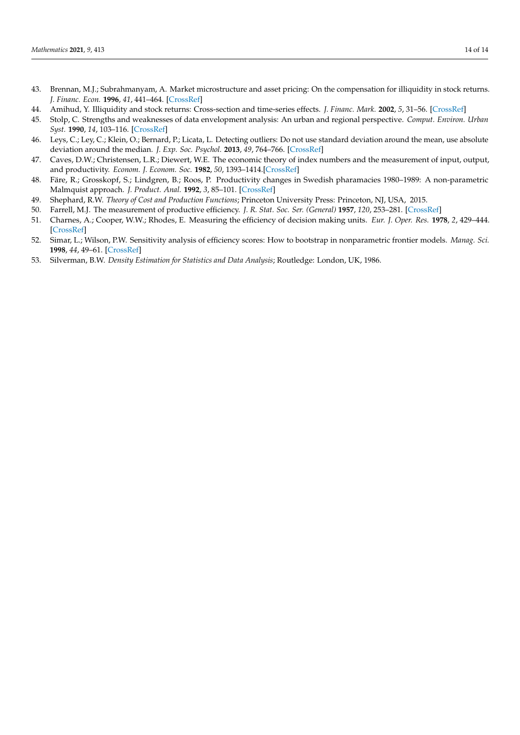43. Brennan, M.J.; Subrahmanyam, A. Market microstructure and asset pricing: On the compensation for illiquidity in stock returns. *J. Financ. Econ.* **1996**, *41*, 441–464. [CrossRef]
44. Amihud, Y. Illiquidity and stock returns: Cross-section and time-series effects. *J. Financ. Mark.* **2002**, *5*, 31–56. [CrossRef]
45. Stolp, C. Strengths and weaknesses of data envelopment analysis: An urban and regional perspective. *Comput. Environ. Urban Syst.* **1990**, *14*, 103–116. [CrossRef]
46. Leys, C.; Ley, C.; Klein, O.; Bernard, P.; Licata, L. Detecting outliers: Do not use standard deviation around the mean, use absolute deviation around the median. *J. Exp. Soc. Psychol.* **2013**, *49*, 764–766. [CrossRef]
47. Caves, D.W.; Christensen, L.R.; Diewert, W.E. The economic theory of index numbers and the measurement of input, output, and productivity. *Econom. J. Econom. Soc.* **1982**, *50*, 1393–1414.[CrossRef]
48. Färe, R.; Grosskopf, S.; Lindgren, B.; Roos, P. Productivity changes in Swedish pharamacies 1980–1989: A non-parametric Malmquist approach. *J. Product. Anal.* **1992**, *3*, 85–101. [CrossRef]
49. Shephard, R.W. *Theory of Cost and Production Functions*; Princeton University Press: Princeton, NJ, USA, 2015.
50. Farrell, M.J. The measurement of productive efficiency. *J. R. Stat. Soc. Ser. (General)* **1957**, *120*, 253–281. [CrossRef]
51. Charnes, A.; Cooper, W.W.; Rhodes, E. Measuring the efficiency of decision making units. *Eur. J. Oper. Res.* **1978**, *2*, 429–444. [CrossRef]
52. Simar, L.; Wilson, P.W. Sensitivity analysis of efficiency scores: How to bootstrap in nonparametric frontier models. *Manag. Sci.* **1998**, *44*, 49–61. [CrossRef]
53. Silverman, B.W. *Density Estimation for Statistics and Data Analysis*; Routledge: London, UK, 1986.